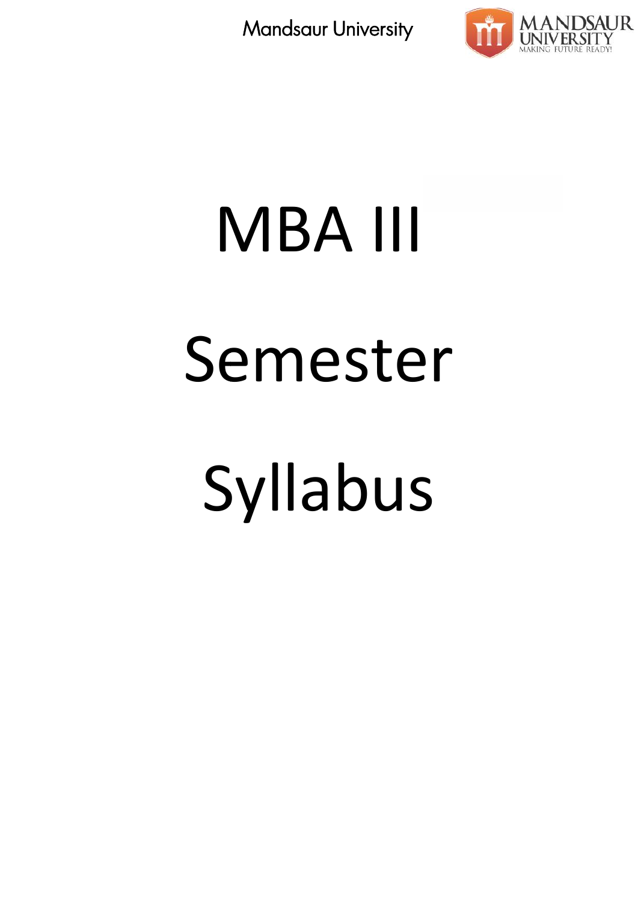# MBA III

# Semester

# Syllabus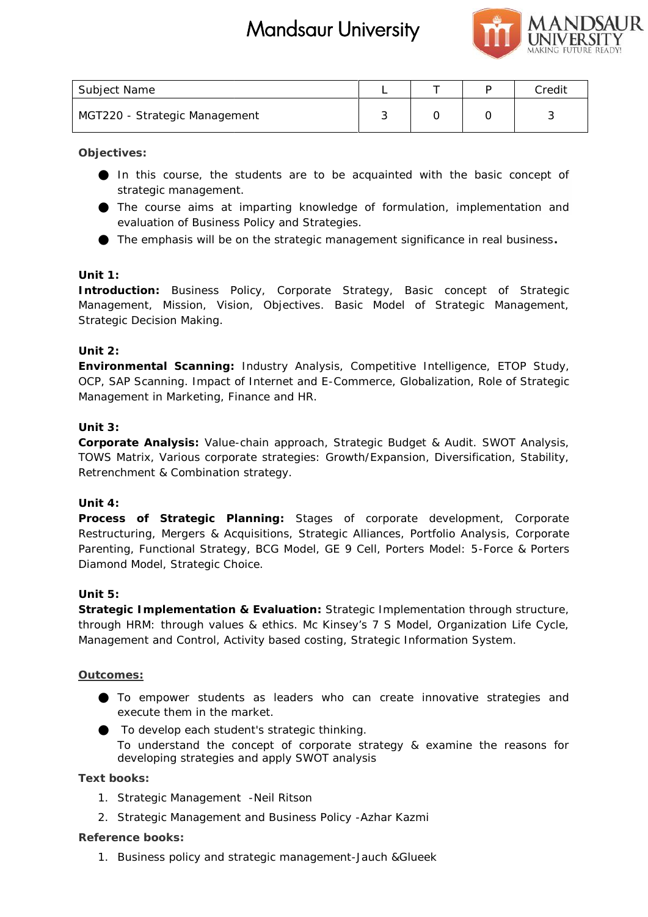# Mandsaur University

| Subject Name | L | T | P | Credit |
|---|---|---|---|---|
| MGT220 - Strategic Management | 3 | 0 | 0 | 3 |

**Objectives:**

- In this course, the students are to be acquainted with the basic concept of strategic management.
- The course aims at imparting knowledge of formulation, implementation and evaluation of Business Policy and Strategies.
- The emphasis will be on the strategic management significance in real business.

**Unit 1:**
**Introduction:** Business Policy, Corporate Strategy, Basic concept of Strategic Management, Mission, Vision, Objectives. Basic Model of Strategic Management, Strategic Decision Making.

**Unit 2:**
**Environmental Scanning:** Industry Analysis, Competitive Intelligence, ETOP Study, OCP, SAP Scanning. Impact of Internet and E-Commerce, Globalization, Role of Strategic Management in Marketing, Finance and HR.

**Unit 3:**
**Corporate Analysis:** Value-chain approach, Strategic Budget & Audit. SWOT Analysis, TOWS Matrix, Various corporate strategies: Growth/Expansion, Diversification, Stability, Retrenchment & Combination strategy.

**Unit 4:**
**Process of Strategic Planning:** Stages of corporate development, Corporate Restructuring, Mergers & Acquisitions, Strategic Alliances, Portfolio Analysis, Corporate Parenting, Functional Strategy, BCG Model, GE 9 Cell, Porters Model: 5-Force & Porters Diamond Model, Strategic Choice.

**Unit 5:**
**Strategic Implementation & Evaluation:** Strategic Implementation through structure, through HRM: through values & ethics. Mc Kinsey's 7 S Model, Organization Life Cycle, Management and Control, Activity based costing, Strategic Information System.

**Outcomes:**

- To empower students as leaders who can create innovative strategies and execute them in the market.
- To develop each student's strategic thinking.
  To understand the concept of corporate strategy & examine the reasons for developing strategies and apply SWOT analysis

**Text books:**

1. Strategic Management -Neil Ritson
2. Strategic Management and Business Policy -Azhar Kazmi

**Reference books:**

1. Business policy and strategic management-Jauch &Glueek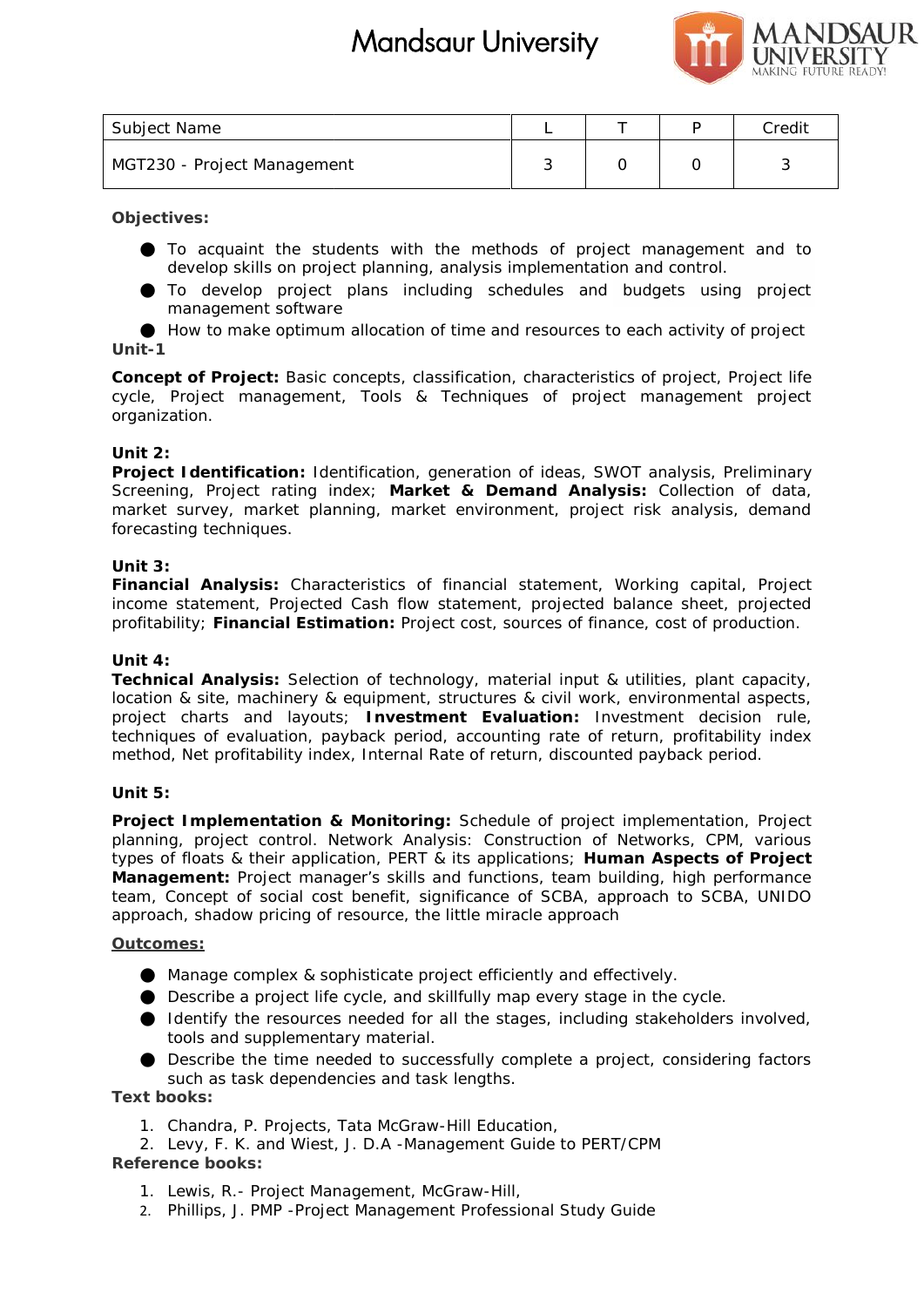| Subject Name | L | T | P | Credit |
|---|---|---|---|---|
| MGT230 - Project Management | 3 | 0 | 0 | 3 |

**Objectives:**

- To acquaint the students with the methods of project management and to develop skills on project planning, analysis implementation and control.
- To develop project plans including schedules and budgets using project management software
- How to make optimum allocation of time and resources to each activity of project

**Unit-1**

**Concept of Project:** Basic concepts, classification, characteristics of project, Project life cycle, Project management, Tools & Techniques of project management project organization.

**Unit 2:**

**Project Identification:** Identification, generation of ideas, SWOT analysis, Preliminary Screening, Project rating index; **Market & Demand Analysis:** Collection of data, market survey, market planning, market environment, project risk analysis, demand forecasting techniques.

**Unit 3:**

**Financial Analysis:** Characteristics of financial statement, Working capital, Project income statement, Projected Cash flow statement, projected balance sheet, projected profitability; **Financial Estimation:** Project cost, sources of finance, cost of production.

**Unit 4:**

**Technical Analysis:** Selection of technology, material input & utilities, plant capacity, location & site, machinery & equipment, structures & civil work, environmental aspects, project charts and layouts; **Investment Evaluation:** Investment decision rule, techniques of evaluation, payback period, accounting rate of return, profitability index method, Net profitability index, Internal Rate of return, discounted payback period.

**Unit 5:**

**Project Implementation & Monitoring:** Schedule of project implementation, Project planning, project control. Network Analysis: Construction of Networks, CPM, various types of floats & their application, PERT & its applications; **Human Aspects of Project Management:** Project manager's skills and functions, team building, high performance team, Concept of social cost benefit, significance of SCBA, approach to SCBA, UNIDO approach, shadow pricing of resource, the little miracle approach

**Outcomes:**

- Manage complex & sophisticate project efficiently and effectively.
- Describe a project life cycle, and skillfully map every stage in the cycle.
- Identify the resources needed for all the stages, including stakeholders involved, tools and supplementary material.
- Describe the time needed to successfully complete a project, considering factors such as task dependencies and task lengths.

**Text books:**

1. Chandra, P. Projects, Tata McGraw-Hill Education,
2. Levy, F. K. and Wiest, J. D.A -Management Guide to PERT/CPM

**Reference books:**

1. Lewis, R.- Project Management, McGraw-Hill,
2. Phillips, J. PMP -Project Management Professional Study Guide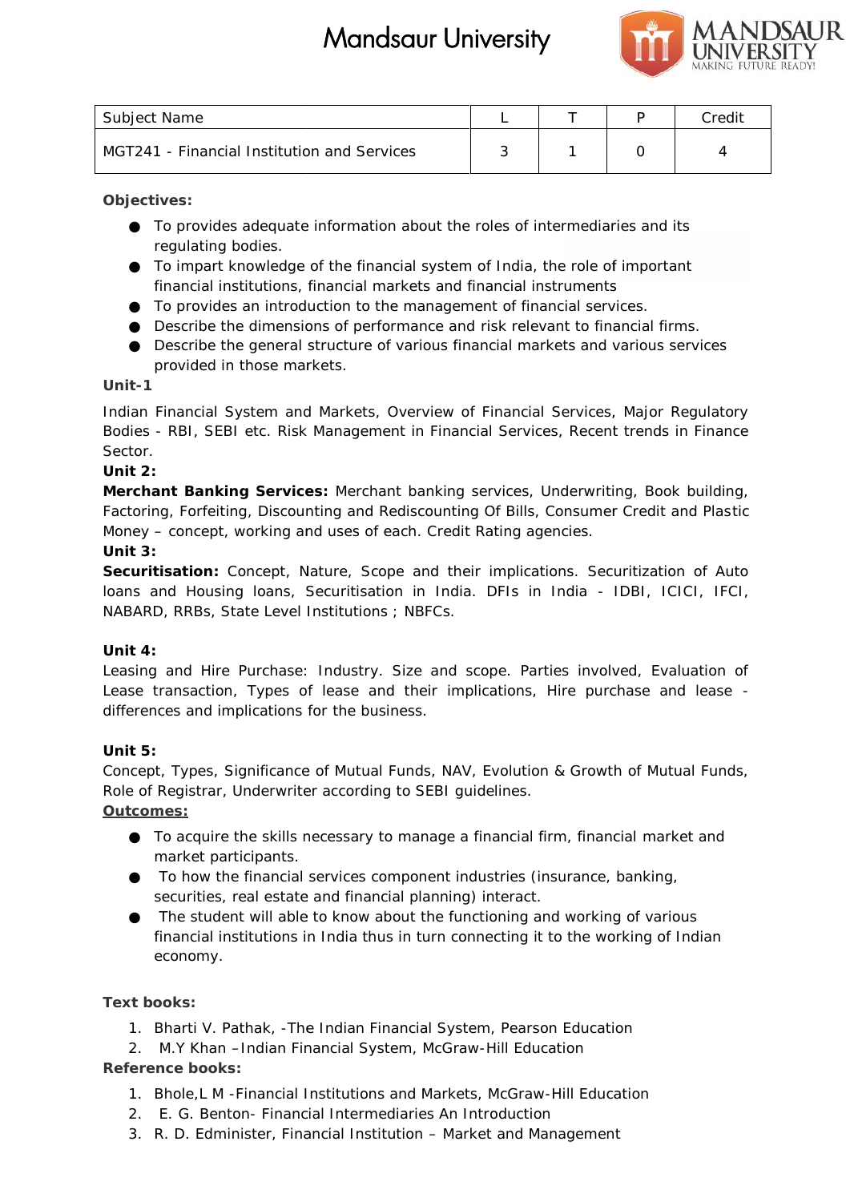| Subject Name | L | T | P | Credit |
|---|---|---|---|---|
| MGT241 - Financial Institution and Services | 3 | 1 | 0 | 4 |

**Objectives:**

- To provides adequate information about the roles of intermediaries and its regulating bodies.
- To impart knowledge of the financial system of India, the role of important financial institutions, financial markets and financial instruments
- To provides an introduction to the management of financial services.
- Describe the dimensions of performance and risk relevant to financial firms.
- Describe the general structure of various financial markets and various services provided in those markets.

**Unit-1**

Indian Financial System and Markets, Overview of Financial Services, Major Regulatory Bodies - RBI, SEBI etc. Risk Management in Financial Services, Recent trends in Finance Sector.

**Unit 2:**

**Merchant Banking Services:** Merchant banking services, Underwriting, Book building, Factoring, Forfeiting, Discounting and Rediscounting Of Bills, Consumer Credit and Plastic Money – concept, working and uses of each. Credit Rating agencies.

**Unit 3:**

**Securitisation:** Concept, Nature, Scope and their implications. Securitization of Auto loans and Housing loans, Securitisation in India. DFIs in India - IDBI, ICICI, IFCI, NABARD, RRBs, State Level Institutions ; NBFCs.

**Unit 4:**

Leasing and Hire Purchase: Industry. Size and scope. Parties involved, Evaluation of Lease transaction, Types of lease and their implications, Hire purchase and lease - differences and implications for the business.

**Unit 5:**

Concept, Types, Significance of Mutual Funds, NAV, Evolution & Growth of Mutual Funds, Role of Registrar, Underwriter according to SEBI guidelines.

**Outcomes:**

- To acquire the skills necessary to manage a financial firm, financial market and market participants.
- To how the financial services component industries (insurance, banking, securities, real estate and financial planning) interact.
- The student will able to know about the functioning and working of various financial institutions in India thus in turn connecting it to the working of Indian economy.

**Text books:**

1. Bharti V. Pathak, -The Indian Financial System, Pearson Education
2. M.Y Khan –Indian Financial System, McGraw-Hill Education

**Reference books:**

1. Bhole,L M -Financial Institutions and Markets, McGraw-Hill Education
2. E. G. Benton- Financial Intermediaries An Introduction
3. R. D. Edminister, Financial Institution – Market and Management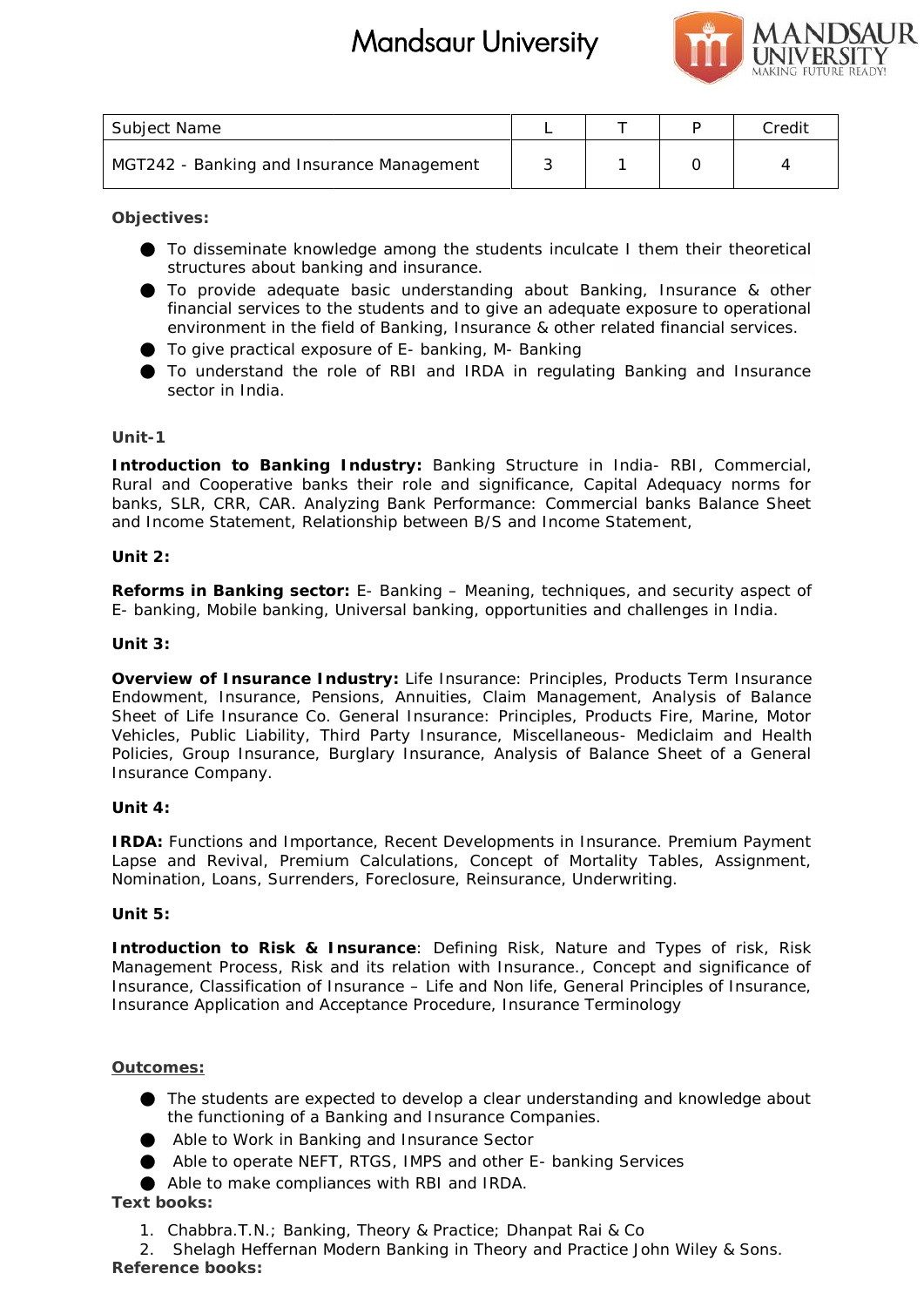| Subject Name | L | T | P | Credit |
|---|---|---|---|---|
| MGT242 - Banking and Insurance Management | 3 | 1 | 0 | 4 |

**Objectives:**

- To disseminate knowledge among the students inculcate I them their theoretical structures about banking and insurance.
- To provide adequate basic understanding about Banking, Insurance & other financial services to the students and to give an adequate exposure to operational environment in the field of Banking, Insurance & other related financial services.
- To give practical exposure of E- banking, M- Banking
- To understand the role of RBI and IRDA in regulating Banking and Insurance sector in India.

**Unit-1**

**Introduction to Banking Industry:** Banking Structure in India- RBI, Commercial, Rural and Cooperative banks their role and significance, Capital Adequacy norms for banks, SLR, CRR, CAR. Analyzing Bank Performance: Commercial banks Balance Sheet and Income Statement, Relationship between B/S and Income Statement,

**Unit 2:**

**Reforms in Banking sector:** E- Banking – Meaning, techniques, and security aspect of E- banking, Mobile banking, Universal banking, opportunities and challenges in India.

**Unit 3:**

**Overview of Insurance Industry:** Life Insurance: Principles, Products Term Insurance Endowment, Insurance, Pensions, Annuities, Claim Management, Analysis of Balance Sheet of Life Insurance Co. General Insurance: Principles, Products Fire, Marine, Motor Vehicles, Public Liability, Third Party Insurance, Miscellaneous- Mediclaim and Health Policies, Group Insurance, Burglary Insurance, Analysis of Balance Sheet of a General Insurance Company.

**Unit 4:**

**IRDA:** Functions and Importance, Recent Developments in Insurance. Premium Payment Lapse and Revival, Premium Calculations, Concept of Mortality Tables, Assignment, Nomination, Loans, Surrenders, Foreclosure, Reinsurance, Underwriting.

**Unit 5:**

**Introduction to Risk & Insurance**: Defining Risk, Nature and Types of risk, Risk Management Process, Risk and its relation with Insurance., Concept and significance of Insurance, Classification of Insurance – Life and Non life, General Principles of Insurance, Insurance Application and Acceptance Procedure, Insurance Terminology

**Outcomes:**

- The students are expected to develop a clear understanding and knowledge about the functioning of a Banking and Insurance Companies.
- Able to Work in Banking and Insurance Sector
- Able to operate NEFT, RTGS, IMPS and other E- banking Services
- Able to make compliances with RBI and IRDA.

**Text books:**

1. Chabbra.T.N.; Banking, Theory & Practice; Dhanpat Rai & Co
2. Shelagh Heffernan Modern Banking in Theory and Practice John Wiley & Sons.

**Reference books:**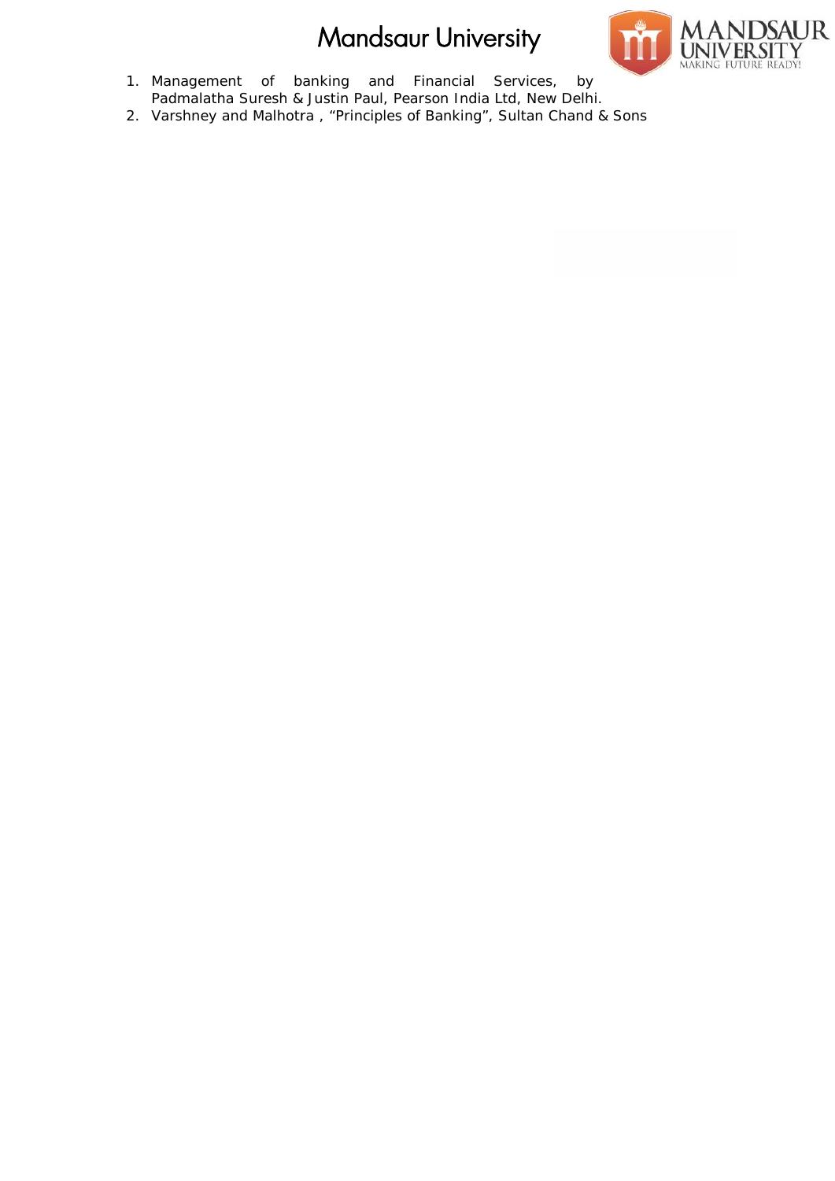1. Management of banking and Financial Services, by Padmalatha Suresh & Justin Paul, Pearson India Ltd, New Delhi.
2. Varshney and Malhotra , “Principles of Banking”, Sultan Chand & Sons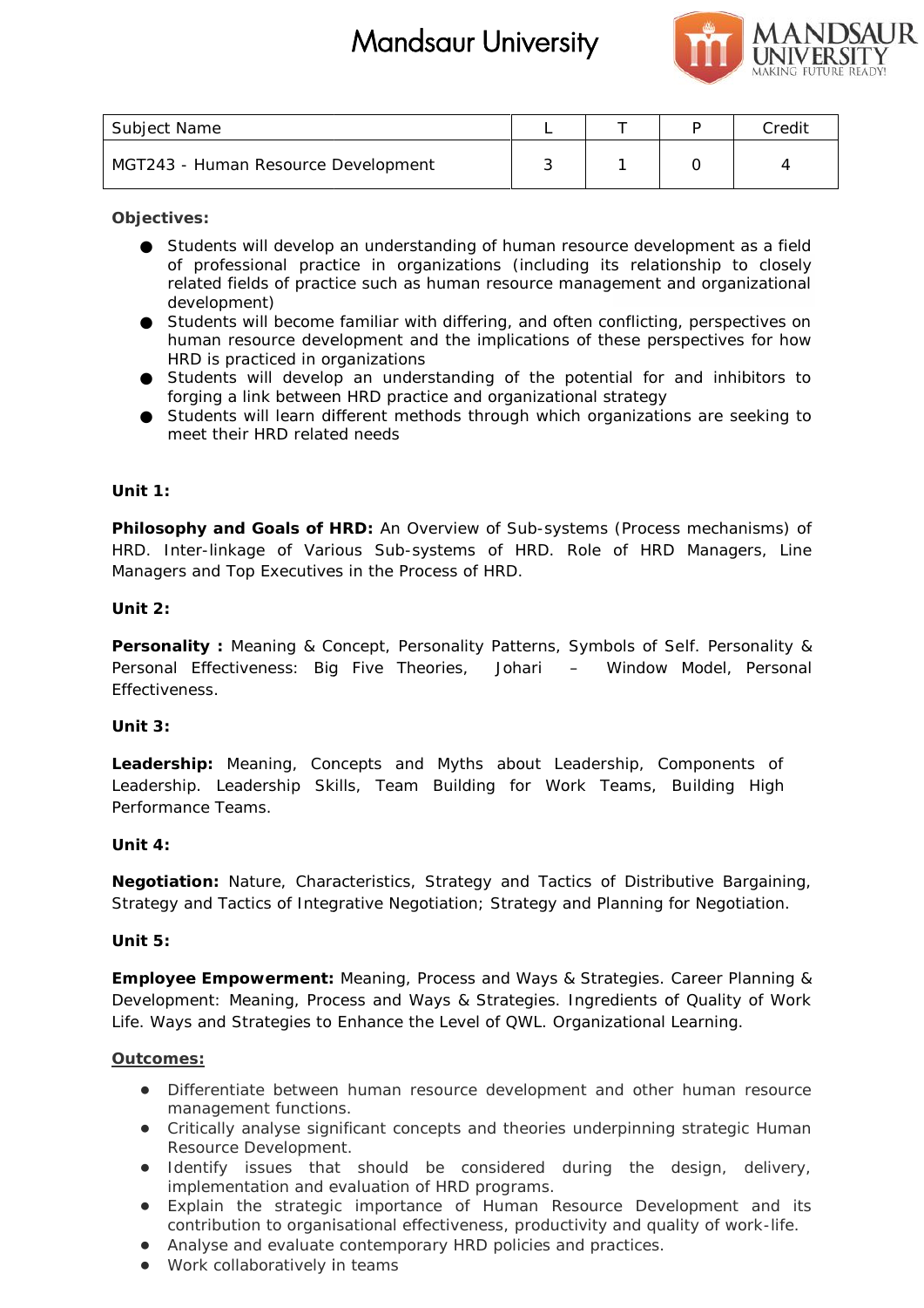| Subject Name | L | T | P | Credit |
|---|---|---|---|---|
| MGT243 - Human Resource Development | 3 | 1 | 0 | 4 |

**Objectives:**

- Students will develop an understanding of human resource development as a field of professional practice in organizations (including its relationship to closely related fields of practice such as human resource management and organizational development)
- Students will become familiar with differing, and often conflicting, perspectives on human resource development and the implications of these perspectives for how HRD is practiced in organizations
- Students will develop an understanding of the potential for and inhibitors to forging a link between HRD practice and organizational strategy
- Students will learn different methods through which organizations are seeking to meet their HRD related needs

**Unit 1:**

**Philosophy and Goals of HRD:** An Overview of Sub-systems (Process mechanisms) of HRD. Inter-linkage of Various Sub-systems of HRD. Role of HRD Managers, Line Managers and Top Executives in the Process of HRD.

**Unit 2:**

**Personality :** Meaning & Concept, Personality Patterns, Symbols of Self. Personality & Personal Effectiveness: Big Five Theories, Johari – Window Model, Personal Effectiveness.

**Unit 3:**

**Leadership:** Meaning, Concepts and Myths about Leadership, Components of Leadership. Leadership Skills, Team Building for Work Teams, Building High Performance Teams.

**Unit 4:**

**Negotiation:** Nature, Characteristics, Strategy and Tactics of Distributive Bargaining, Strategy and Tactics of Integrative Negotiation; Strategy and Planning for Negotiation.

**Unit 5:**

**Employee Empowerment:** Meaning, Process and Ways & Strategies. Career Planning & Development: Meaning, Process and Ways & Strategies. Ingredients of Quality of Work Life. Ways and Strategies to Enhance the Level of QWL. Organizational Learning.

**Outcomes:**

- Differentiate between human resource development and other human resource management functions.
- Critically analyse significant concepts and theories underpinning strategic Human Resource Development.
- Identify issues that should be considered during the design, delivery, implementation and evaluation of HRD programs.
- Explain the strategic importance of Human Resource Development and its contribution to organisational effectiveness, productivity and quality of work-life.
- Analyse and evaluate contemporary HRD policies and practices.
- Work collaboratively in teams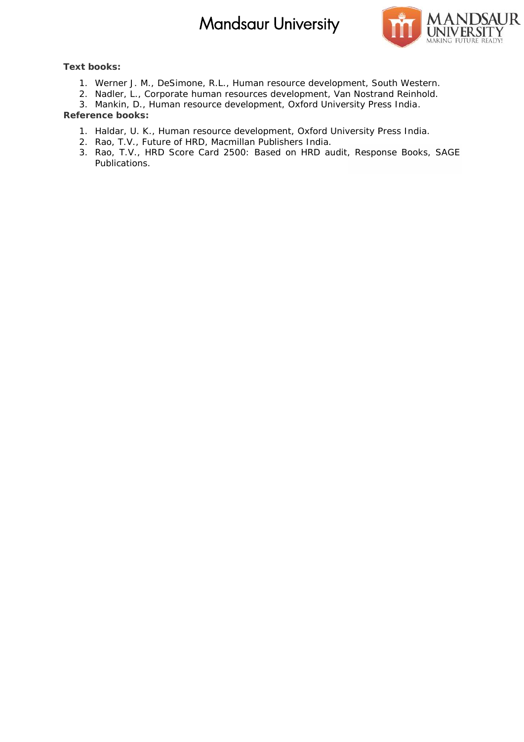**Text books:**

1. Werner J. M., DeSimone, R.L., Human resource development, South Western.
2. Nadler, L., Corporate human resources development, Van Nostrand Reinhold.
3. Mankin, D., Human resource development, Oxford University Press India.

**Reference books:**

1. Haldar, U. K., Human resource development, Oxford University Press India.
2. Rao, T.V., Future of HRD, Macmillan Publishers India.
3. Rao, T.V., HRD Score Card 2500: Based on HRD audit, Response Books, SAGE Publications.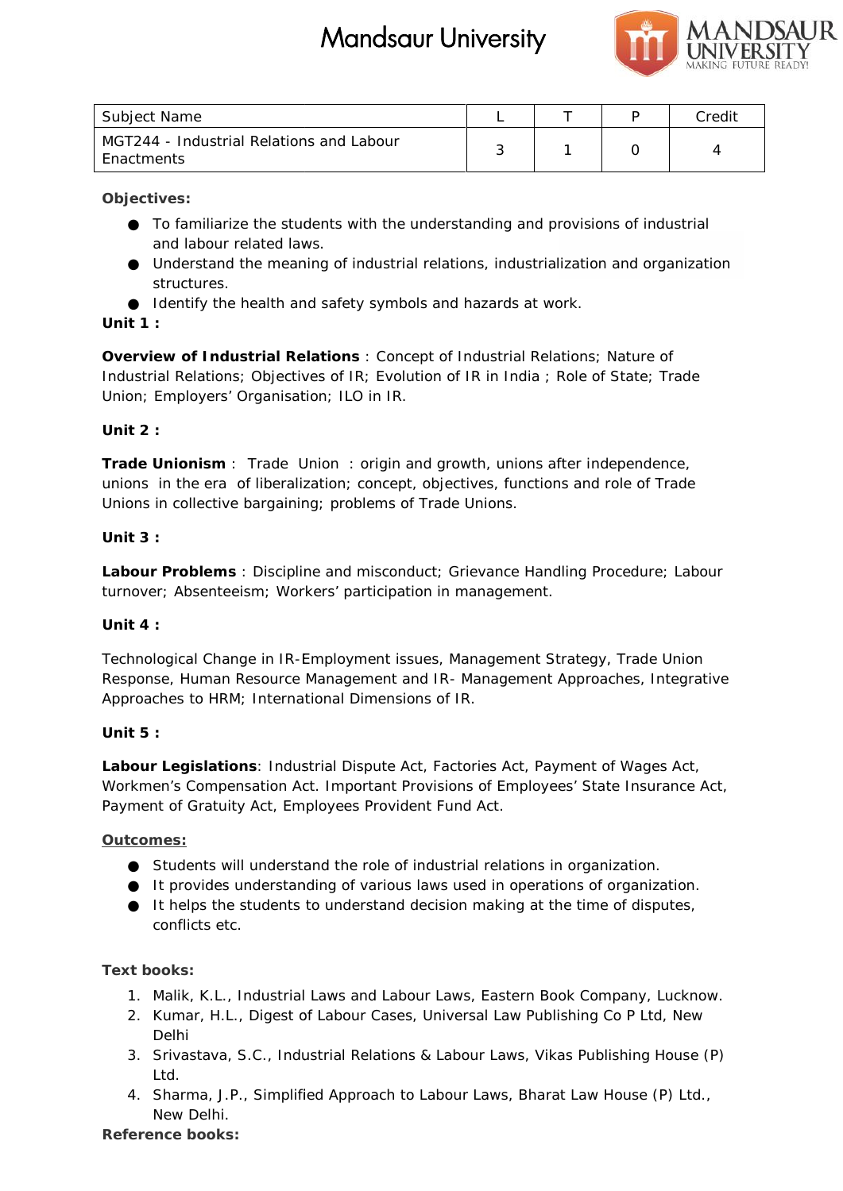| Subject Name | L | T | P | Credit |
|---|---|---|---|---|
| MGT244 - Industrial Relations and Labour Enactments | 3 | 1 | 0 | 4 |

**Objectives:**

- To familiarize the students with the understanding and provisions of industrial and labour related laws.
- Understand the meaning of industrial relations, industrialization and organization structures.
- Identify the health and safety symbols and hazards at work.

**Unit 1 :**

**Overview of Industrial Relations** : Concept of Industrial Relations; Nature of Industrial Relations; Objectives of IR; Evolution of IR in India ; Role of State; Trade Union; Employers' Organisation; ILO in IR.

**Unit 2 :**

**Trade Unionism** : Trade Union : origin and growth, unions after independence, unions in the era of liberalization; concept, objectives, functions and role of Trade Unions in collective bargaining; problems of Trade Unions.

**Unit 3 :**

**Labour Problems** : Discipline and misconduct; Grievance Handling Procedure; Labour turnover; Absenteeism; Workers' participation in management.

**Unit 4 :**

Technological Change in IR-Employment issues, Management Strategy, Trade Union Response, Human Resource Management and IR- Management Approaches, Integrative Approaches to HRM; International Dimensions of IR.

**Unit 5 :**

**Labour Legislations**: Industrial Dispute Act, Factories Act, Payment of Wages Act, Workmen's Compensation Act. Important Provisions of Employees' State Insurance Act, Payment of Gratuity Act, Employees Provident Fund Act.

**Outcomes:**

- Students will understand the role of industrial relations in organization.
- It provides understanding of various laws used in operations of organization.
- It helps the students to understand decision making at the time of disputes, conflicts etc.

**Text books:**

1. Malik, K.L., Industrial Laws and Labour Laws, Eastern Book Company, Lucknow.
2. Kumar, H.L., Digest of Labour Cases, Universal Law Publishing Co P Ltd, New Delhi
3. Srivastava, S.C., Industrial Relations & Labour Laws, Vikas Publishing House (P) Ltd.
4. Sharma, J.P., Simplified Approach to Labour Laws, Bharat Law House (P) Ltd., New Delhi.

**Reference books:**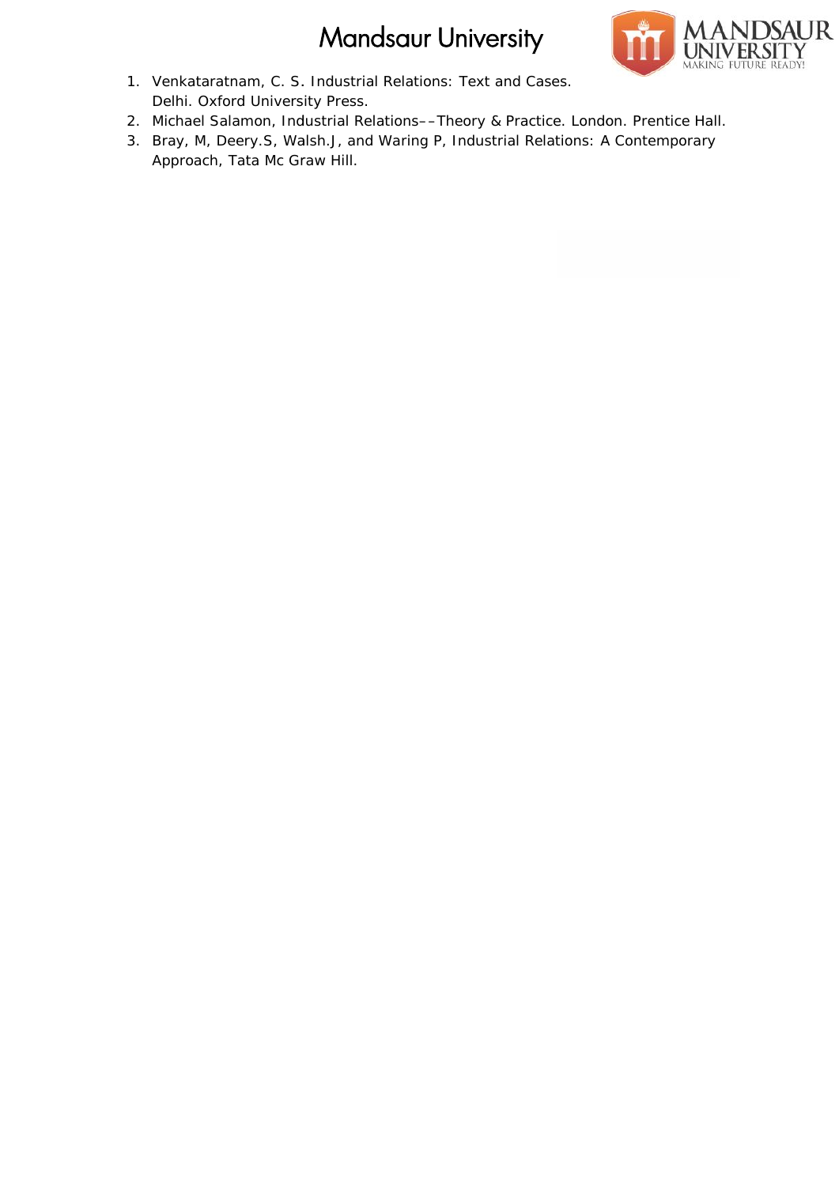1. Venkataratnam, C. S. Industrial Relations: Text and Cases. Delhi. Oxford University Press.
2. Michael Salamon, Industrial Relations––Theory & Practice. London. Prentice Hall.
3. Bray, M, Deery.S, Walsh.J, and Waring P, Industrial Relations: A Contemporary Approach, Tata Mc Graw Hill.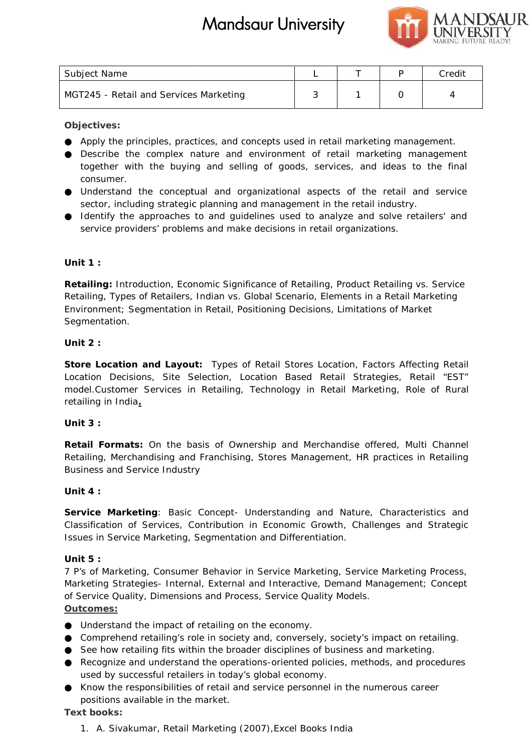| Subject Name | L | T | P | Credit |
|---|---|---|---|---|
| MGT245 - Retail and Services Marketing | 3 | 1 | 0 | 4 |

**Objectives:**

- Apply the principles, practices, and concepts used in retail marketing management.
- Describe the complex nature and environment of retail marketing management together with the buying and selling of goods, services, and ideas to the final consumer.
- Understand the conceptual and organizational aspects of the retail and service sector, including strategic planning and management in the retail industry.
- Identify the approaches to and guidelines used to analyze and solve retailers' and service providers' problems and make decisions in retail organizations.

**Unit 1 :**

**Retailing:** Introduction, Economic Significance of Retailing, Product Retailing vs. Service Retailing, Types of Retailers, Indian vs. Global Scenario, Elements in a Retail Marketing Environment; Segmentation in Retail, Positioning Decisions, Limitations of Market Segmentation.

**Unit 2 :**

**Store Location and Layout:** Types of Retail Stores Location, Factors Affecting Retail Location Decisions, Site Selection, Location Based Retail Strategies, Retail "EST" model.Customer Services in Retailing, Technology in Retail Marketing, Role of Rural retailing in India.

**Unit 3 :**

**Retail Formats:** On the basis of Ownership and Merchandise offered, Multi Channel Retailing, Merchandising and Franchising, Stores Management, HR practices in Retailing Business and Service Industry

**Unit 4 :**

**Service Marketing**: Basic Concept- Understanding and Nature, Characteristics and Classification of Services, Contribution in Economic Growth, Challenges and Strategic Issues in Service Marketing, Segmentation and Differentiation.

**Unit 5 :**

7 P's of Marketing, Consumer Behavior in Service Marketing, Service Marketing Process, Marketing Strategies- Internal, External and Interactive, Demand Management; Concept of Service Quality, Dimensions and Process, Service Quality Models.

**Outcomes:**

- Understand the impact of retailing on the economy.
- Comprehend retailing's role in society and, conversely, society's impact on retailing.
- See how retailing fits within the broader disciplines of business and marketing.
- Recognize and understand the operations-oriented policies, methods, and procedures used by successful retailers in today's global economy.
- Know the responsibilities of retail and service personnel in the numerous career positions available in the market.

**Text books:**

1. A. Sivakumar, Retail Marketing (2007),Excel Books India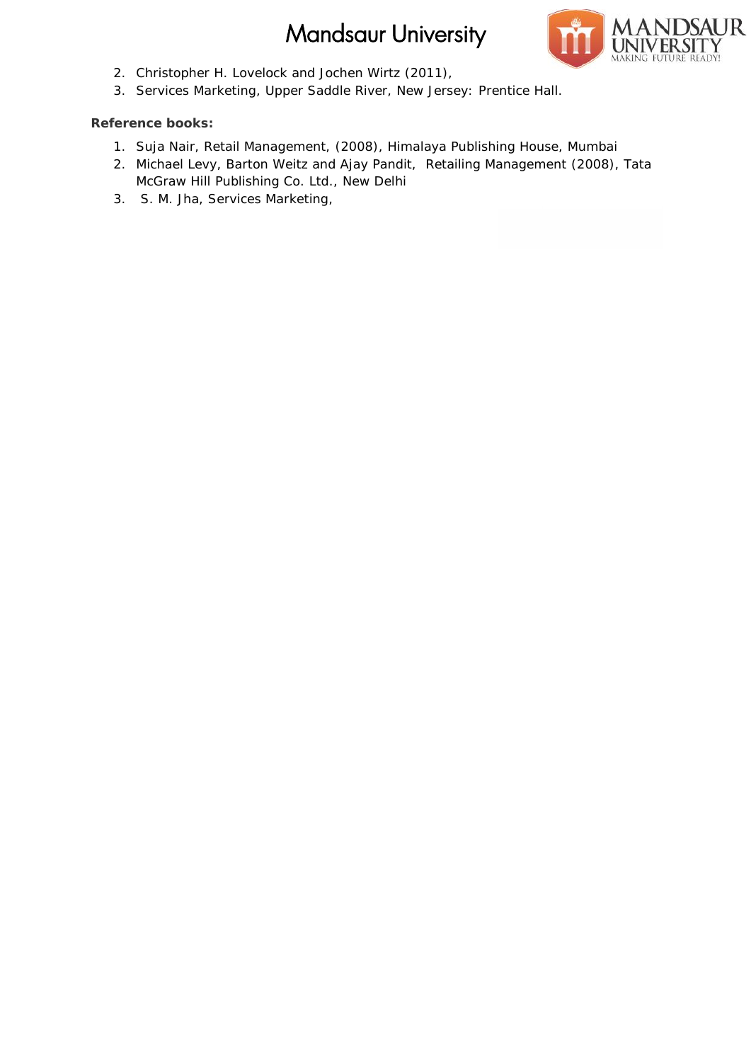2. Christopher H. Lovelock and Jochen Wirtz (2011),
3. Services Marketing, Upper Saddle River, New Jersey: Prentice Hall.

**Reference books:**

1. Suja Nair, Retail Management, (2008), Himalaya Publishing House, Mumbai
2. Michael Levy, Barton Weitz and Ajay Pandit, Retailing Management (2008), Tata McGraw Hill Publishing Co. Ltd., New Delhi
3. S. M. Jha, Services Marketing,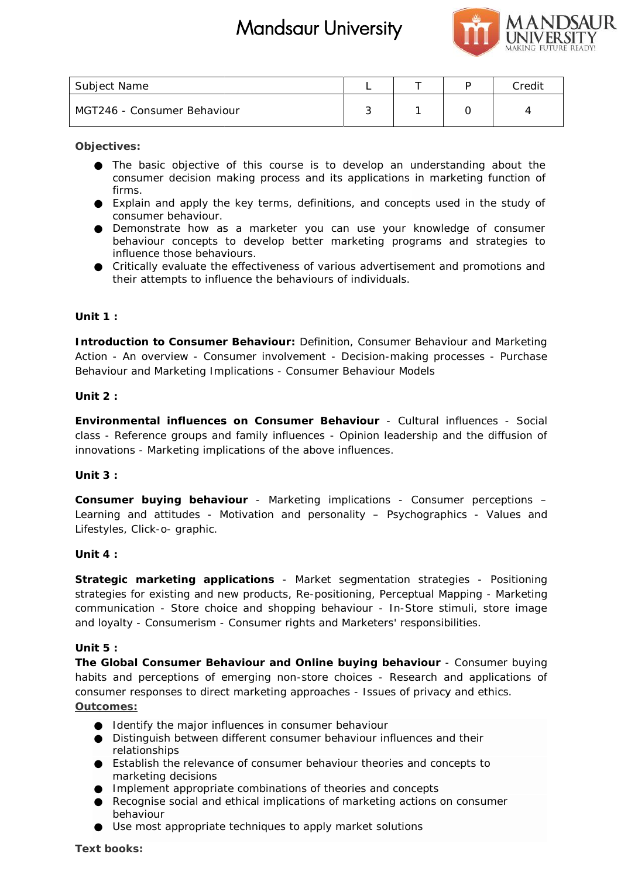| Subject Name | L | T | P | Credit |
|---|---|---|---|---|
| MGT246 - Consumer Behaviour | 3 | 1 | 0 | 4 |

**Objectives:**

- The basic objective of this course is to develop an understanding about the consumer decision making process and its applications in marketing function of firms.
- Explain and apply the key terms, definitions, and concepts used in the study of consumer behaviour.
- Demonstrate how as a marketer you can use your knowledge of consumer behaviour concepts to develop better marketing programs and strategies to influence those behaviours.
- Critically evaluate the effectiveness of various advertisement and promotions and their attempts to influence the behaviours of individuals.

**Unit 1 :**

**Introduction to Consumer Behaviour:** Definition, Consumer Behaviour and Marketing Action - An overview - Consumer involvement - Decision-making processes - Purchase Behaviour and Marketing Implications - Consumer Behaviour Models

**Unit 2 :**

**Environmental influences on Consumer Behaviour** - Cultural influences - Social class - Reference groups and family influences - Opinion leadership and the diffusion of innovations - Marketing implications of the above influences.

**Unit 3 :**

**Consumer buying behaviour** - Marketing implications - Consumer perceptions – Learning and attitudes - Motivation and personality – Psychographics - Values and Lifestyles, Click-o- graphic.

**Unit 4 :**

**Strategic marketing applications** - Market segmentation strategies - Positioning strategies for existing and new products, Re-positioning, Perceptual Mapping - Marketing communication - Store choice and shopping behaviour - In-Store stimuli, store image and loyalty - Consumerism - Consumer rights and Marketers' responsibilities.

**Unit 5 :**

**The Global Consumer Behaviour and Online buying behaviour** - Consumer buying habits and perceptions of emerging non-store choices - Research and applications of consumer responses to direct marketing approaches - Issues of privacy and ethics.

**Outcomes:**

- Identify the major influences in consumer behaviour
- Distinguish between different consumer behaviour influences and their relationships
- Establish the relevance of consumer behaviour theories and concepts to marketing decisions
- Implement appropriate combinations of theories and concepts
- Recognise social and ethical implications of marketing actions on consumer behaviour
- Use most appropriate techniques to apply market solutions

**Text books:**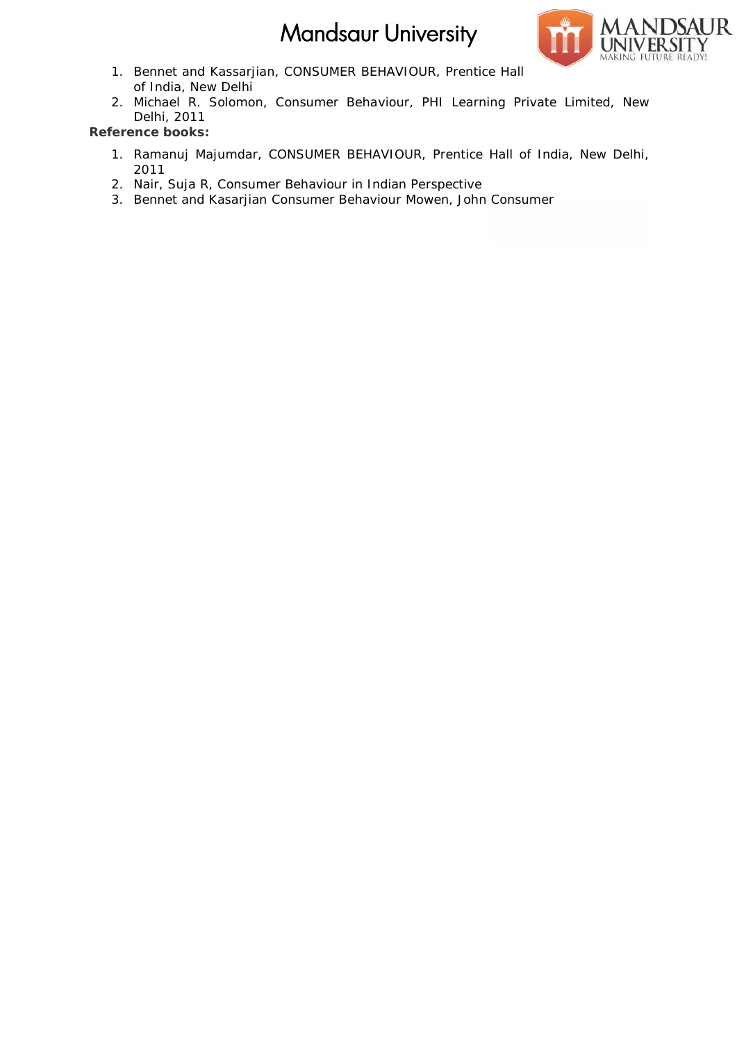1. Bennet and Kassarjian, CONSUMER BEHAVIOUR, Prentice Hall of India, New Delhi
2. Michael R. Solomon, Consumer Behaviour, PHI Learning Private Limited, New Delhi, 2011

**Reference books:**

1. Ramanuj Majumdar, CONSUMER BEHAVIOUR, Prentice Hall of India, New Delhi, 2011
2. Nair, Suja R, Consumer Behaviour in Indian Perspective
3. Bennet and Kasarjian Consumer Behaviour Mowen, John Consumer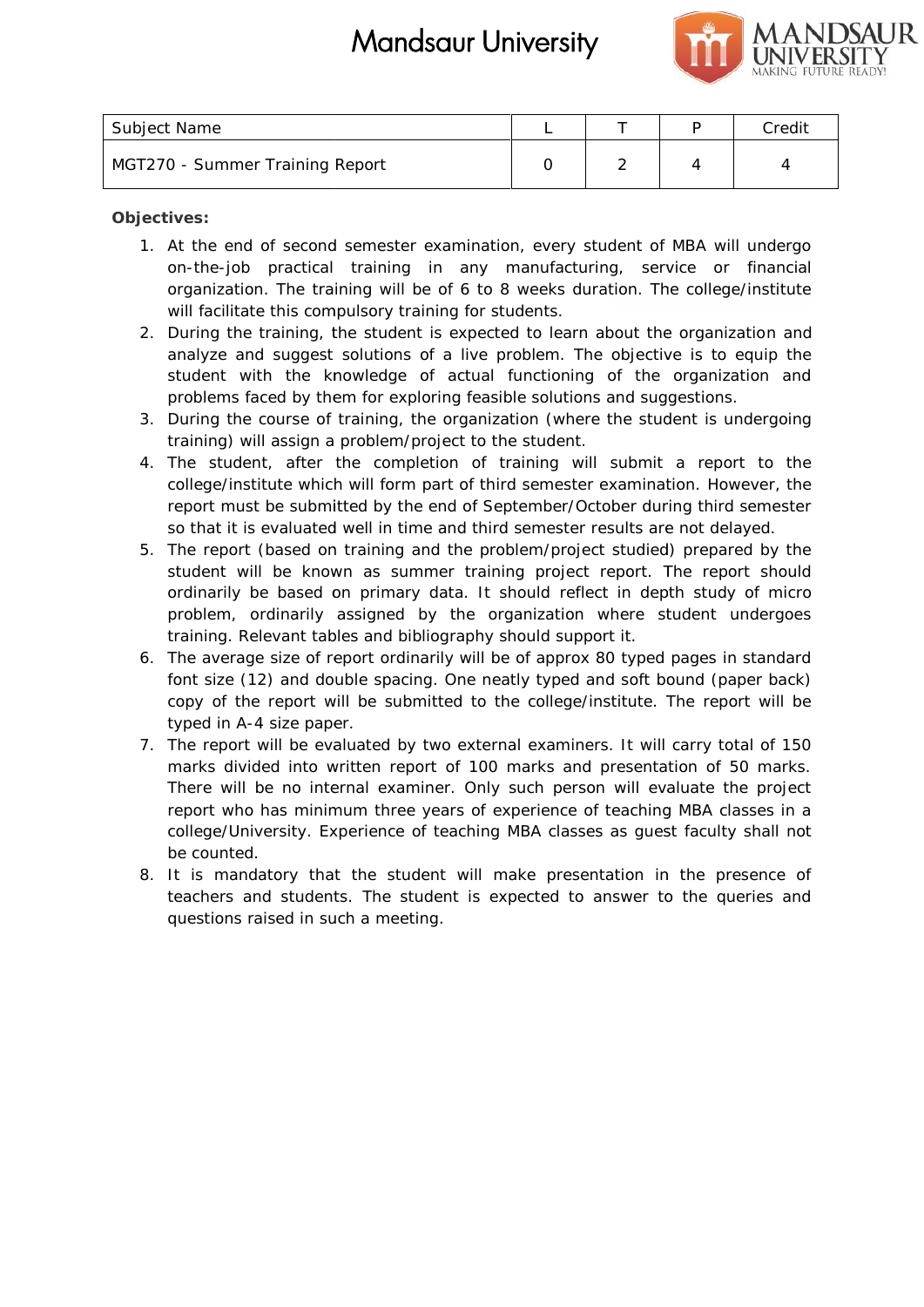| Subject Name | L | T | P | Credit |
| --- | --- | --- | --- | --- |
| MGT270 - Summer Training Report | 0 | 2 | 4 | 4 |

**Objectives:**

1. At the end of second semester examination, every student of MBA will undergo on-the-job practical training in any manufacturing, service or financial organization. The training will be of 6 to 8 weeks duration. The college/institute will facilitate this compulsory training for students.
2. During the training, the student is expected to learn about the organization and analyze and suggest solutions of a live problem. The objective is to equip the student with the knowledge of actual functioning of the organization and problems faced by them for exploring feasible solutions and suggestions.
3. During the course of training, the organization (where the student is undergoing training) will assign a problem/project to the student.
4. The student, after the completion of training will submit a report to the college/institute which will form part of third semester examination. However, the report must be submitted by the end of September/October during third semester so that it is evaluated well in time and third semester results are not delayed.
5. The report (based on training and the problem/project studied) prepared by the student will be known as summer training project report. The report should ordinarily be based on primary data. It should reflect in depth study of micro problem, ordinarily assigned by the organization where student undergoes training. Relevant tables and bibliography should support it.
6. The average size of report ordinarily will be of approx 80 typed pages in standard font size (12) and double spacing. One neatly typed and soft bound (paper back) copy of the report will be submitted to the college/institute. The report will be typed in A-4 size paper.
7. The report will be evaluated by two external examiners. It will carry total of 150 marks divided into written report of 100 marks and presentation of 50 marks. There will be no internal examiner. Only such person will evaluate the project report who has minimum three years of experience of teaching MBA classes in a college/University. Experience of teaching MBA classes as guest faculty shall not be counted.
8. It is mandatory that the student will make presentation in the presence of teachers and students. The student is expected to answer to the queries and questions raised in such a meeting.